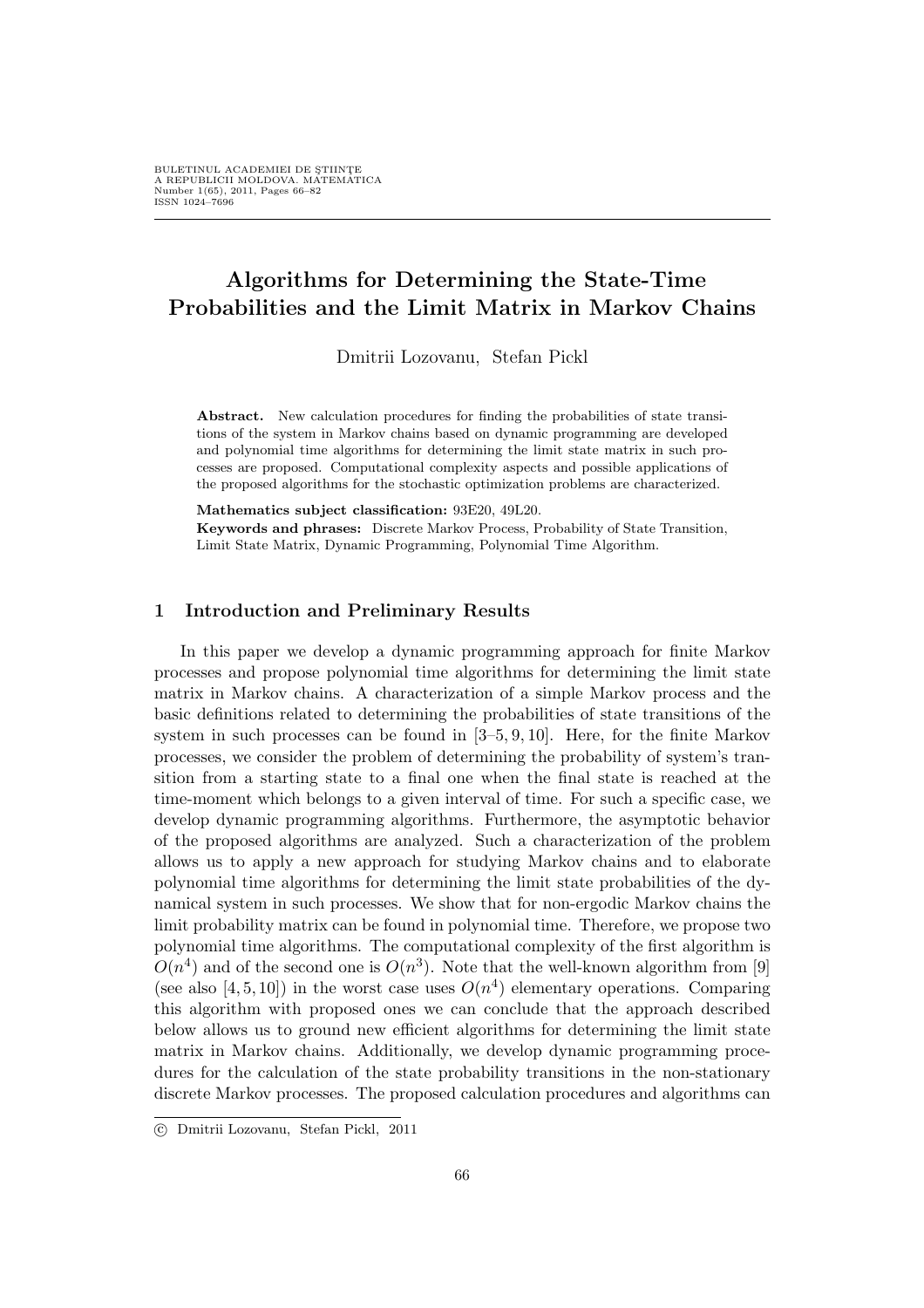# Algorithms for Determining the State-Time Probabilities and the Limit Matrix in Markov Chains

Dmitrii Lozovanu, Stefan Pickl

**Abstract.** New calculation procedures for finding the probabilities of state transitions of the system in Markov chains based on dynamic programming are developed and polynomial time algorithms for determining the limit state matrix in such processes are proposed. Computational complexity aspects and possible applications of the proposed algorithms for the stochastic optimization problems are characterized.

**Mathematics subject classification:** 93E20, 49L20.

**Keywords and phrases:** Discrete Markov Process, Probability of State Transition, Limit State Matrix, Dynamic Programming, Polynomial Time Algorithm.

## 1 Introduction and Preliminary Results

In this paper we develop a dynamic programming approach for finite Markov processes and propose polynomial time algorithms for determining the limit state matrix in Markov chains. A characterization of a simple Markov process and the basic definitions related to determining the probabilities of state transitions of the system in such processes can be found in [3–5, 9, 10]. Here, for the finite Markov processes, we consider the problem of determining the probability of system's transition from a starting state to a final one when the final state is reached at the time-moment which belongs to a given interval of time. For such a specific case, we develop dynamic programming algorithms. Furthermore, the asymptotic behavior of the proposed algorithms are analyzed. Such a characterization of the problem allows us to apply a new approach for studying Markov chains and to elaborate polynomial time algorithms for determining the limit state probabilities of the dynamical system in such processes. We show that for non-ergodic Markov chains the limit probability matrix can be found in polynomial time. Therefore, we propose two polynomial time algorithms. The computational complexity of the first algorithm is $O(n^4)$ and of the second one is $O(n^3)$. Note that the well-known algorithm from [9] (see also [4, 5, 10]) in the worst case uses $O(n^4)$ elementary operations. Comparing this algorithm with proposed ones we can conclude that the approach described below allows us to ground new efficient algorithms for determining the limit state matrix in Markov chains. Additionally, we develop dynamic programming procedures for the calculation of the state probability transitions in the non-stationary discrete Markov processes. The proposed calculation procedures and algorithms can

© Dmitrii Lozovanu, Stefan Pickl, 2011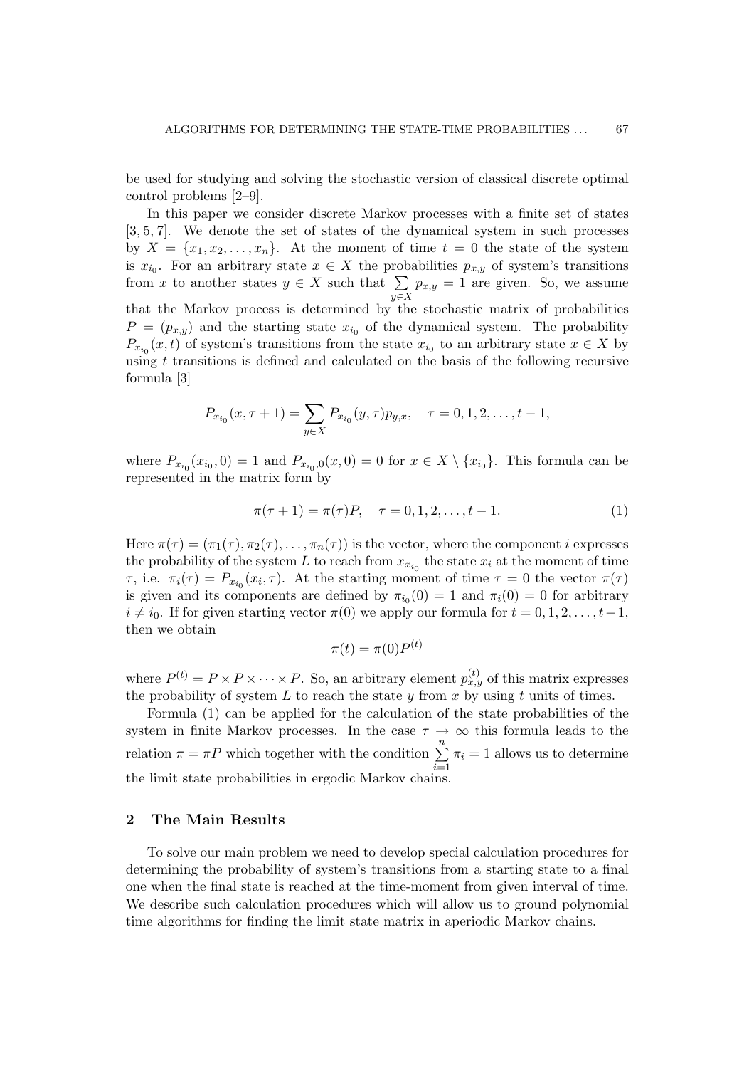be used for studying and solving the stochastic version of classical discrete optimal control problems [2–9].

In this paper we consider discrete Markov processes with a finite set of states [3, 5, 7]. We denote the set of states of the dynamical system in such processes by $X = \{x_1, x_2, \dots, x_n\}$. At the moment of time $t = 0$ the state of the system is $x_{i_0}$. For an arbitrary state $x \in X$ the probabilities $p_{x,y}$ of system's transitions from $x$ to another states $y \in X$ such that $\sum\limits_{y \in X} p_{x,y} = 1$ are given. So, we assume that the Markov process is determined by the stochastic matrix of probabilities $P = (p_{x,y})$ and the starting state $x_{i_0}$ of the dynamical system. The probability $P_{x_{i_0}}(x, t)$ of system's transitions from the state $x_{i_0}$ to an arbitrary state $x \in X$ by using $t$ transitions is defined and calculated on the basis of the following recursive formula [3]

$$P_{x_{i_0}}(x, \tau + 1) = \sum_{y \in X} P_{x_{i_0}}(y, \tau) p_{y,x}, \quad \tau = 0, 1, 2, \dots, t - 1,$$

where $P_{x_{i_0}}(x_{i_0}, 0) = 1$ and $P_{x_{i_0},0}(x, 0) = 0$ for $x \in X \setminus \{x_{i_0}\}$. This formula can be represented in the matrix form by

$$\pi(\tau + 1) = \pi(\tau)P, \quad \tau = 0, 1, 2, \dots, t - 1. \tag{1}$$

Here $\pi(\tau) = (\pi_1(\tau), \pi_2(\tau), \dots, \pi_n(\tau))$ is the vector, where the component $i$ expresses the probability of the system $L$ to reach from $x_{x_{i_0}}$ the state $x_i$ at the moment of time $\tau$, i.e. $\pi_i(\tau) = P_{x_{i_0}}(x_i, \tau)$. At the starting moment of time $\tau = 0$ the vector $\pi(\tau)$ is given and its components are defined by $\pi_{i_0}(0) = 1$ and $\pi_i(0) = 0$ for arbitrary $i \neq i_0$. If for given starting vector $\pi(0)$ we apply our formula for $t = 0, 1, 2, \dots, t - 1$, then we obtain

$$\pi(t) = \pi(0)P^{(t)}$$

where $P^{(t)} = P \times P \times \cdots \times P$. So, an arbitrary element $p^{(t)}_{x,y}$ of this matrix expresses the probability of system $L$ to reach the state $y$ from $x$ by using $t$ units of times.

Formula (1) can be applied for the calculation of the state probabilities of the system in finite Markov processes. In the case $\tau \to \infty$ this formula leads to the relation $\pi = \pi P$ which together with the condition $\sum\limits_{i=1}^{n} \pi_i = 1$ allows us to determine the limit state probabilities in ergodic Markov chains.

## 2 The Main Results

To solve our main problem we need to develop special calculation procedures for determining the probability of system's transitions from a starting state to a final one when the final state is reached at the time-moment from given interval of time. We describe such calculation procedures which will allow us to ground polynomial time algorithms for finding the limit state matrix in aperiodic Markov chains.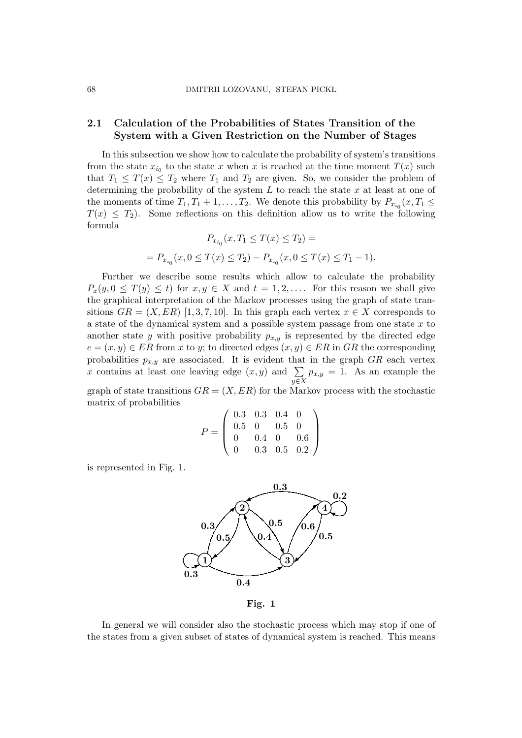## 2.1 Calculation of the Probabilities of States Transition of the System with a Given Restriction on the Number of Stages

In this subsection we show how to calculate the probability of system's transitions from the state $x_{i_0}$ to the state $x$ when $x$ is reached at the time moment $T(x)$ such that $T_1 \leq T(x) \leq T_2$ where $T_1$ and $T_2$ are given. So, we consider the problem of determining the probability of the system $L$ to reach the state $x$ at least at one of the moments of time $T_1, T_1+1, \ldots, T_2$. We denote this probability by $P_{x_{i_0}}(x, T_1 \leq T(x) \leq T_2)$. Some reflections on this definition allow us to write the following formula

$$P_{x_{i_0}}(x, T_1 \leq T(x) \leq T_2) =$$
$$= P_{x_{i_0}}(x, 0 \leq T(x) \leq T_2) - P_{x_{i_0}}(x, 0 \leq T(x) \leq T_1 - 1).$$

Further we describe some results which allow to calculate the probability $P_x(y, 0 \leq T(y) \leq t)$ for $x, y \in X$ and $t = 1, 2, \ldots$. For this reason we shall give the graphical interpretation of the Markov processes using the graph of state transitions $GR = (X, ER)$ [1,3,7,10]. In this graph each vertex $x \in X$ corresponds to a state of the dynamical system and a possible system passage from one state $x$ to another state $y$ with positive probability $p_{x,y}$ is represented by the directed edge $e = (x, y) \in ER$ from $x$ to $y$; to directed edges $(x, y) \in ER$ in $GR$ the corresponding probabilities $p_{x,y}$ are associated. It is evident that in the graph $GR$ each vertex $x$ contains at least one leaving edge $(x, y)$ and $\sum_{y \in X} p_{x,y} = 1$. As an example the graph of state transitions $GR = (X, ER)$ for the Markov process with the stochastic matrix of probabilities

$$P = \begin{pmatrix} 0.3 & 0.3 & 0.4 & 0 \\ 0.5 & 0 & 0.5 & 0 \\ 0 & 0.4 & 0 & 0.6 \\ 0 & 0.3 & 0.5 & 0.2 \end{pmatrix}$$

is represented in Fig. 1.

**Fig. 1**

In general we will consider also the stochastic process which may stop if one of the states from a given subset of states of dynamical system is reached. This means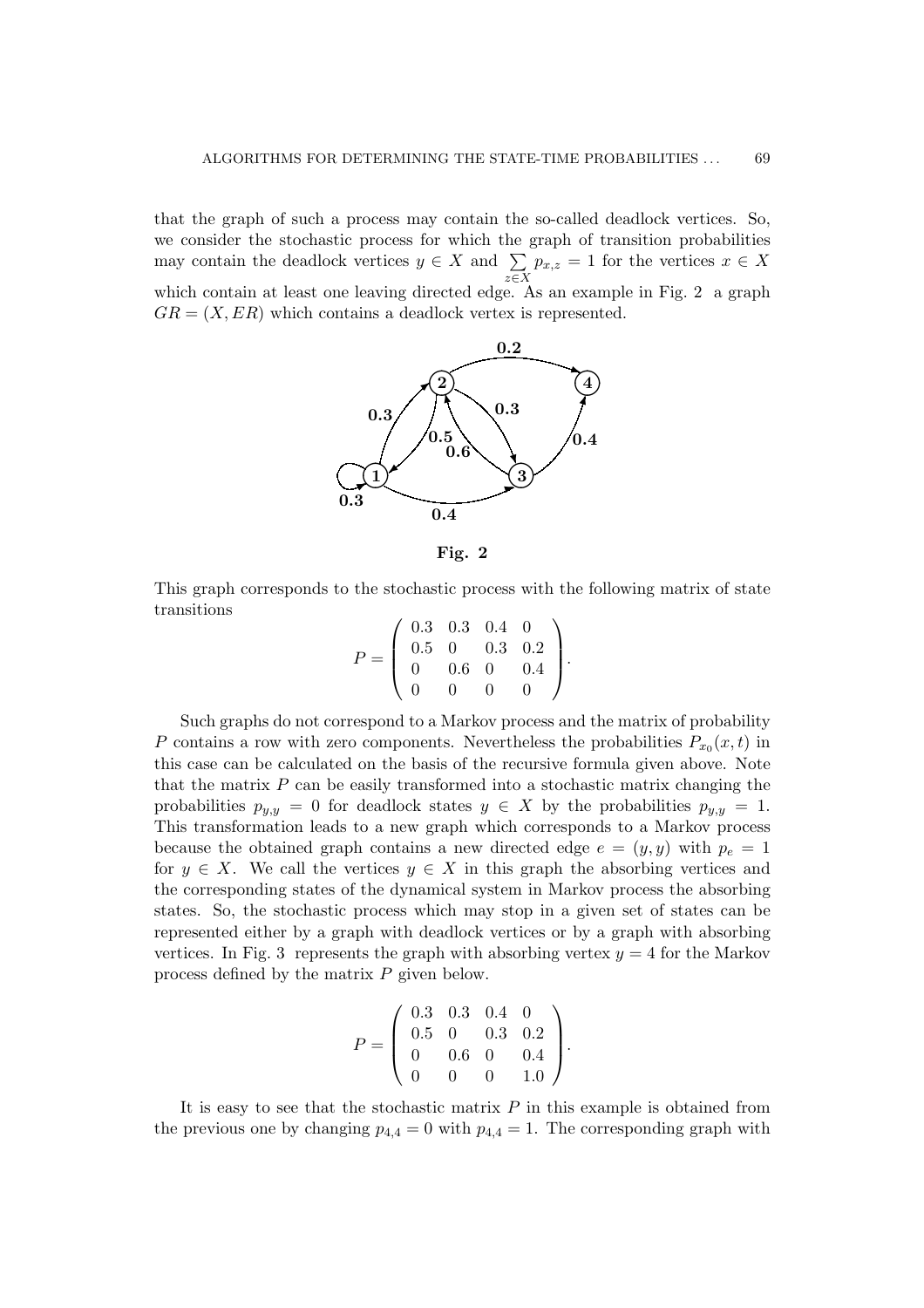that the graph of such a process may contain the so-called deadlock vertices. So, we consider the stochastic process for which the graph of transition probabilities may contain the deadlock vertices $y \in X$ and $\sum_{z \in X} p_{x,z} = 1$ for the vertices $x \in X$ which contain at least one leaving directed edge. As an example in Fig. 2 a graph $GR = (X, ER)$ which contains a deadlock vertex is represented.

**Fig. 2**

This graph corresponds to the stochastic process with the following matrix of state transitions

$$P = \begin{pmatrix} 0.3 & 0.3 & 0.4 & 0 \\ 0.5 & 0 & 0.3 & 0.2 \\ 0 & 0.6 & 0 & 0.4 \\ 0 & 0 & 0 & 0 \end{pmatrix}.$$

Such graphs do not correspond to a Markov process and the matrix of probability $P$ contains a row with zero components. Nevertheless the probabilities $P_{x_0}(x, t)$ in this case can be calculated on the basis of the recursive formula given above. Note that the matrix $P$ can be easily transformed into a stochastic matrix changing the probabilities $p_{y,y} = 0$ for deadlock states $y \in X$ by the probabilities $p_{y,y} = 1$. This transformation leads to a new graph which corresponds to a Markov process because the obtained graph contains a new directed edge $e = (y, y)$ with $p_e = 1$ for $y \in X$. We call the vertices $y \in X$ in this graph the absorbing vertices and the corresponding states of the dynamical system in Markov process the absorbing states. So, the stochastic process which may stop in a given set of states can be represented either by a graph with deadlock vertices or by a graph with absorbing vertices. In Fig. 3 represents the graph with absorbing vertex $y = 4$ for the Markov process defined by the matrix $P$ given below.

$$P = \begin{pmatrix} 0.3 & 0.3 & 0.4 & 0 \\ 0.5 & 0 & 0.3 & 0.2 \\ 0 & 0.6 & 0 & 0.4 \\ 0 & 0 & 0 & 1.0 \end{pmatrix}.$$

It is easy to see that the stochastic matrix $P$ in this example is obtained from the previous one by changing $p_{4,4} = 0$ with $p_{4,4} = 1$. The corresponding graph with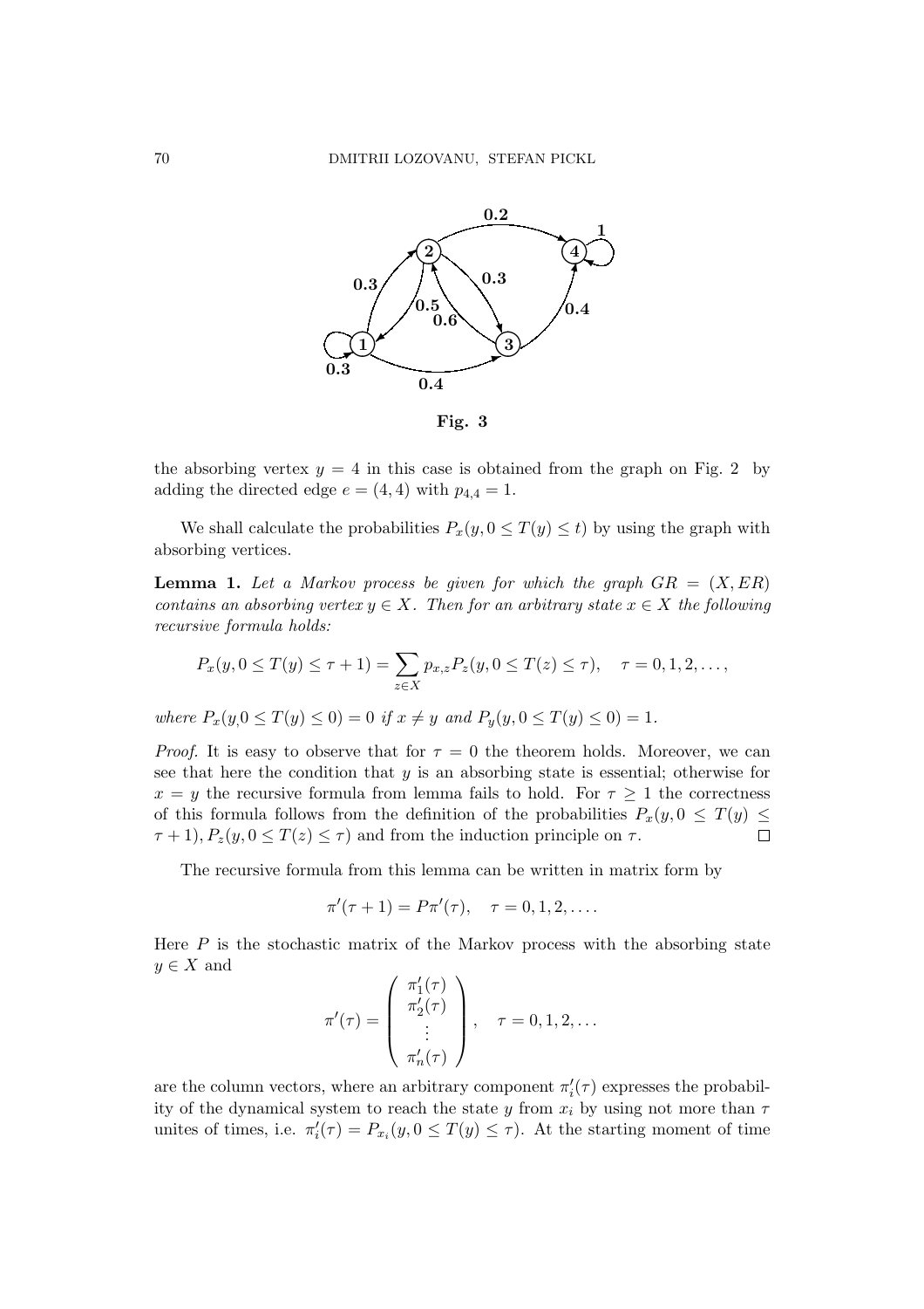Fig. 3

the absorbing vertex $y = 4$ in this case is obtained from the graph on Fig. 2 by adding the directed edge $e = (4, 4)$ with $p_{4,4} = 1$.

We shall calculate the probabilities $P_x(y, 0 \leq T(y) \leq t)$ by using the graph with absorbing vertices.

**Lemma 1.** *Let a Markov process be given for which the graph $GR = (X, ER)$ contains an absorbing vertex $y \in X$. Then for an arbitrary state $x \in X$ the following recursive formula holds:*

$$P_x(y, 0 \leq T(y) \leq \tau + 1) = \sum_{z \in X} p_{x,z} P_z(y, 0 \leq T(z) \leq \tau), \quad \tau = 0, 1, 2, \ldots,$$

*where $P_x(y, 0 \leq T(y) \leq 0) = 0$ if $x \neq y$ and $P_y(y, 0 \leq T(y) \leq 0) = 1$.*

*Proof.* It is easy to observe that for $\tau = 0$ the theorem holds. Moreover, we can see that here the condition that $y$ is an absorbing state is essential; otherwise for $x = y$ the recursive formula from lemma fails to hold. For $\tau \geq 1$ the correctness of this formula follows from the definition of the probabilities $P_x(y, 0 \leq T(y) \leq \tau + 1), P_z(y, 0 \leq T(z) \leq \tau)$ and from the induction principle on $\tau$. $\square$

The recursive formula from this lemma can be written in matrix form by

$$\pi'(\tau + 1) = P\pi'(\tau), \quad \tau = 0, 1, 2, \ldots.$$

Here $P$ is the stochastic matrix of the Markov process with the absorbing state $y \in X$ and

$$\pi'(\tau) = \begin{pmatrix} \pi'_1(\tau) \\ \pi'_2(\tau) \\ \vdots \\ \pi'_n(\tau) \end{pmatrix}, \quad \tau = 0, 1, 2, \ldots$$

are the column vectors, where an arbitrary component $\pi'_i(\tau)$ expresses the probability of the dynamical system to reach the state $y$ from $x_i$ by using not more than $\tau$ unites of times, i.e. $\pi'_i(\tau) = P_{x_i}(y, 0 \leq T(y) \leq \tau)$. At the starting moment of time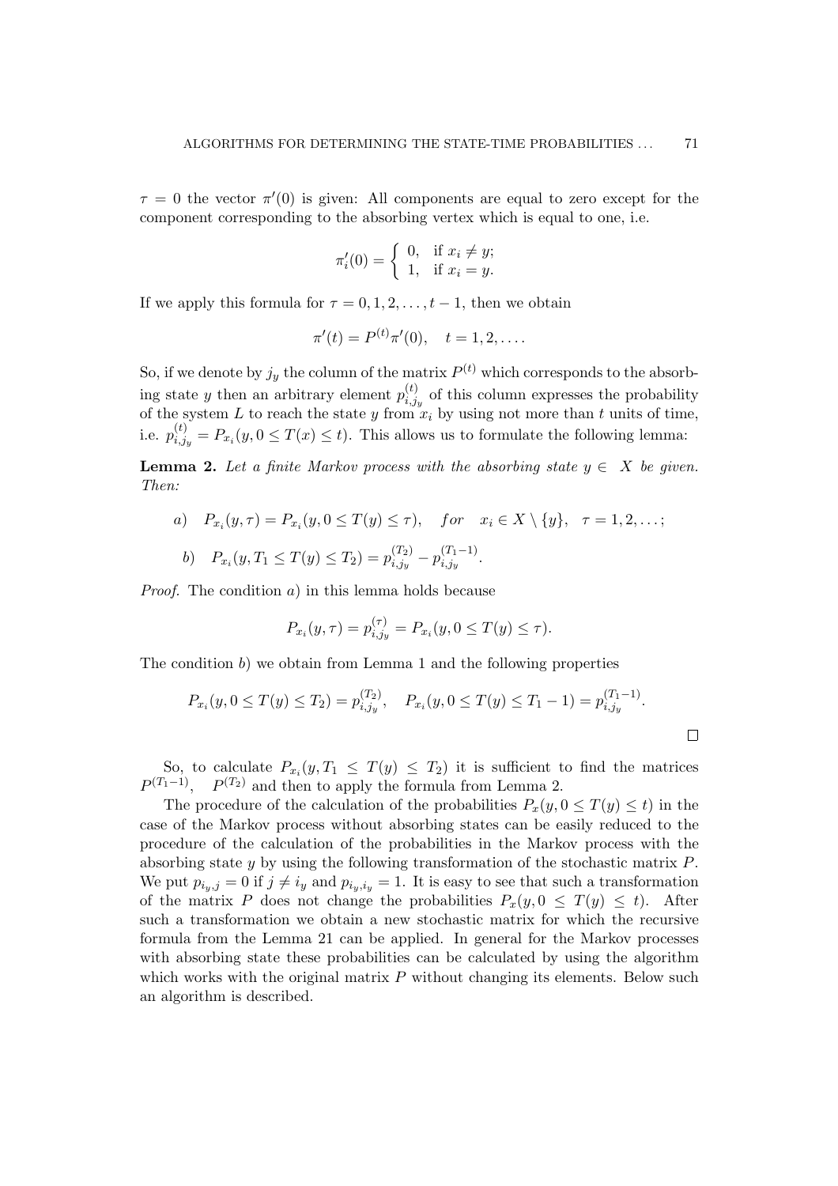$\tau = 0$ the vector $\pi'(0)$ is given: All components are equal to zero except for the component corresponding to the absorbing vertex which is equal to one, i.e.

$$\pi'_i(0) = \begin{cases} 0, & \text{if } x_i \neq y; \\ 1, & \text{if } x_i = y. \end{cases}$$

If we apply this formula for $\tau = 0, 1, 2, \ldots, t-1$, then we obtain

$$\pi'(t) = P^{(t)}\pi'(0), \quad t = 1, 2, \ldots.$$

So, if we denote by $j_y$ the column of the matrix $P^{(t)}$ which corresponds to the absorbing state $y$ then an arbitrary element $p^{(t)}_{i,j_y}$ of this column expresses the probability of the system $L$ to reach the state $y$ from $x_i$ by using not more than $t$ units of time, i.e. $p^{(t)}_{i,j_y} = P_{x_i}(y, 0 \leq T(x) \leq t)$. This allows us to formulate the following lemma:

**Lemma 2.** *Let a finite Markov process with the absorbing state $y \in X$ be given. Then:*

$$a) \quad P_{x_i}(y, \tau) = P_{x_i}(y, 0 \leq T(y) \leq \tau), \quad for \quad x_i \in X \setminus \{y\}, \quad \tau = 1, 2, \ldots;$$

$$b) \quad P_{x_i}(y, T_1 \leq T(y) \leq T_2) = p^{(T_2)}_{i,j_y} - p^{(T_1-1)}_{i,j_y}.$$

*Proof.* The condition $a)$ in this lemma holds because

$$P_{x_i}(y, \tau) = p^{(\tau)}_{i,j_y} = P_{x_i}(y, 0 \leq T(y) \leq \tau).$$

The condition $b)$ we obtain from Lemma 1 and the following properties

$$P_{x_i}(y, 0 \leq T(y) \leq T_2) = p^{(T_2)}_{i,j_y}, \quad P_{x_i}(y, 0 \leq T(y) \leq T_1 - 1) = p^{(T_1-1)}_{i,j_y}.$$

□

So, to calculate $P_{x_i}(y, T_1 \leq T(y) \leq T_2)$ it is sufficient to find the matrices $P^{(T_1-1)}$, $P^{(T_2)}$ and then to apply the formula from Lemma 2.

The procedure of the calculation of the probabilities $P_x(y, 0 \leq T(y) \leq t)$ in the case of the Markov process without absorbing states can be easily reduced to the procedure of the calculation of the probabilities in the Markov process with the absorbing state $y$ by using the following transformation of the stochastic matrix $P$. We put $p_{i_y,j} = 0$ if $j \neq i_y$ and $p_{i_y,i_y} = 1$. It is easy to see that such a transformation of the matrix $P$ does not change the probabilities $P_x(y, 0 \leq T(y) \leq t)$. After such a transformation we obtain a new stochastic matrix for which the recursive formula from the Lemma 21 can be applied. In general for the Markov processes with absorbing state these probabilities can be calculated by using the algorithm which works with the original matrix $P$ without changing its elements. Below such an algorithm is described.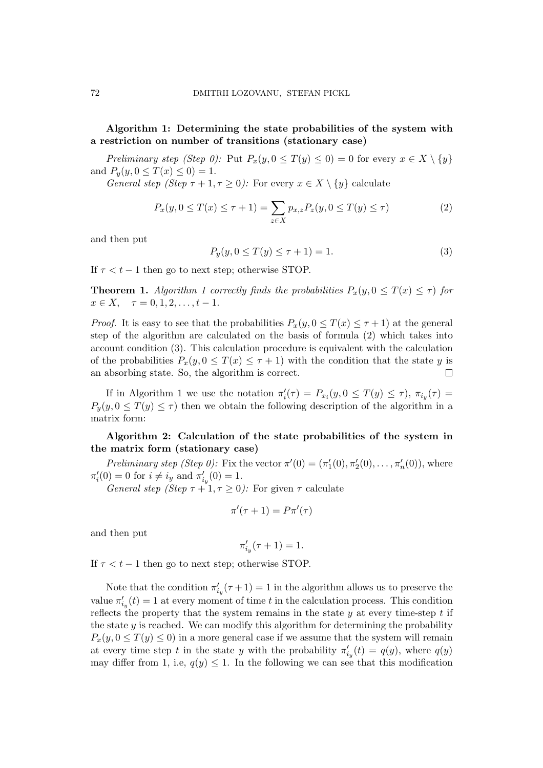**Algorithm 1: Determining the state probabilities of the system with a restriction on number of transitions (stationary case)**

*Preliminary step (Step 0):* Put $P_x(y, 0 \leq T(y) \leq 0) = 0$ for every $x \in X \setminus \{y\}$ and $P_y(y, 0 \leq T(x) \leq 0) = 1$.

*General step (Step $\tau+1, \tau \geq 0$):* For every $x \in X \setminus \{y\}$ calculate

$$P_x(y, 0 \leq T(x) \leq \tau+1) = \sum_{z \in X} p_{x,z} P_z(y, 0 \leq T(y) \leq \tau) \tag{2}$$

and then put

$$P_y(y, 0 \leq T(y) \leq \tau+1) = 1. \tag{3}$$

If $\tau < t-1$ then go to next step; otherwise STOP.

**Theorem 1.** *Algorithm 1 correctly finds the probabilities $P_x(y, 0 \leq T(x) \leq \tau)$ for $x \in X, \quad \tau = 0, 1, 2, \ldots, t-1$.*

*Proof.* It is easy to see that the probabilities $P_x(y, 0 \leq T(x) \leq \tau+1)$ at the general step of the algorithm are calculated on the basis of formula (2) which takes into account condition (3). This calculation procedure is equivalent with the calculation of the probabilities $P_x(y, 0 \leq T(x) \leq \tau+1)$ with the condition that the state $y$ is an absorbing state. So, the algorithm is correct. $\square$

If in Algorithm 1 we use the notation $\pi'_i(\tau) = P_{x_i}(y, 0 \leq T(y) \leq \tau)$, $\pi_{i_y}(\tau) = P_y(y, 0 \leq T(y) \leq \tau)$ then we obtain the following description of the algorithm in a matrix form:

**Algorithm 2: Calculation of the state probabilities of the system in the matrix form (stationary case)**

*Preliminary step (Step 0):* Fix the vector $\pi'(0) = (\pi'_1(0), \pi'_2(0), \ldots, \pi'_n(0))$, where $\pi'_i(0) = 0$ for $i \neq i_y$ and $\pi'_{i_y}(0) = 1$.

*General step (Step $\tau+1, \tau \geq 0$):* For given $\tau$ calculate

$$\pi'(\tau+1) = P\pi'(\tau)$$

and then put

$$\pi'_{i_y}(\tau+1) = 1.$$

If $\tau < t-1$ then go to next step; otherwise STOP.

Note that the condition $\pi'_{i_y}(\tau+1) = 1$ in the algorithm allows us to preserve the value $\pi'_{i_y}(t) = 1$ at every moment of time $t$ in the calculation process. This condition reflects the property that the system remains in the state $y$ at every time-step $t$ if the state $y$ is reached. We can modify this algorithm for determining the probability $P_x(y, 0 \leq T(y) \leq 0)$ in a more general case if we assume that the system will remain at every time step $t$ in the state $y$ with the probability $\pi'_{i_y}(t) = q(y)$, where $q(y)$ may differ from 1, i.e, $q(y) \leq 1$. In the following we can see that this modification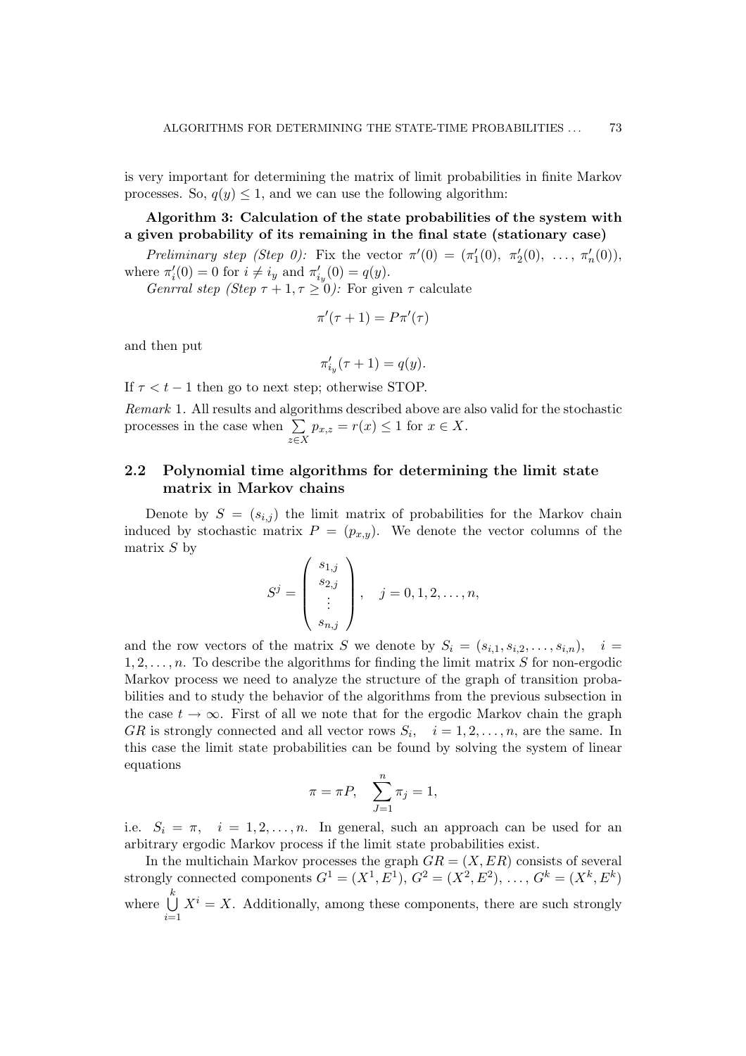is very important for determining the matrix of limit probabilities in finite Markov processes. So, $q(y) \leq 1$, and we can use the following algorithm:

**Algorithm 3: Calculation of the state probabilities of the system with a given probability of its remaining in the final state (stationary case)**

*Preliminary step (Step 0):* Fix the vector $\pi'(0) = (\pi'_1(0),\ \pi'_2(0),\ \ldots,\ \pi'_n(0))$, where $\pi'_i(0) = 0$ for $i \neq i_y$ and $\pi'_{i_y}(0) = q(y)$.

*Genrral step (Step $\tau + 1, \tau \geq 0$):* For given $\tau$ calculate

$$\pi'(\tau + 1) = P\pi'(\tau)$$

and then put

$$\pi'_{i_y}(\tau + 1) = q(y).$$

If $\tau < t - 1$ then go to next step; otherwise STOP.

*Remark* 1. All results and algorithms described above are also valid for the stochastic processes in the case when $\sum\limits_{z \in X} p_{x,z} = r(x) \leq 1$ for $x \in X$.

## 2.2 Polynomial time algorithms for determining the limit state matrix in Markov chains

Denote by $S = (s_{i,j})$ the limit matrix of probabilities for the Markov chain induced by stochastic matrix $P = (p_{x,y})$. We denote the vector columns of the matrix $S$ by

$$S^j = \begin{pmatrix} s_{1,j} \\ s_{2,j} \\ \vdots \\ s_{n,j} \end{pmatrix}, \quad j = 0, 1, 2, \ldots, n,$$

and the row vectors of the matrix $S$ we denote by $S_i = (s_{i,1}, s_{i,2}, \ldots, s_{i,n}), \quad i = 1, 2, \ldots, n$. To describe the algorithms for finding the limit matrix $S$ for non-ergodic Markov process we need to analyze the structure of the graph of transition probabilities and to study the behavior of the algorithms from the previous subsection in the case $t \to \infty$. First of all we note that for the ergodic Markov chain the graph $GR$ is strongly connected and all vector rows $S_i, \quad i = 1, 2, \ldots, n$, are the same. In this case the limit state probabilities can be found by solving the system of linear equations

$$\pi = \pi P, \quad \sum_{J=1}^{n} \pi_j = 1,$$

i.e. $S_i = \pi, \quad i = 1, 2, \ldots, n$. In general, such an approach can be used for an arbitrary ergodic Markov process if the limit state probabilities exist.

In the multichain Markov processes the graph $GR = (X, ER)$ consists of several strongly connected components $G^1 = (X^1, E^1)$, $G^2 = (X^2, E^2)$, $\ldots$, $G^k = (X^k, E^k)$ where $\bigcup\limits_{i=1}^{k} X^i = X$. Additionally, among these components, there are such strongly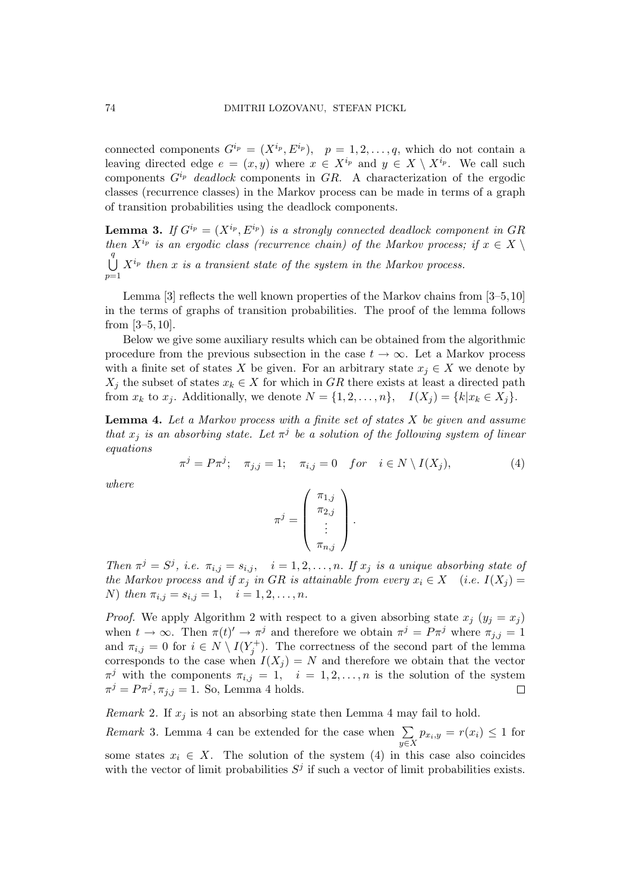connected components $G^{i_p} = (X^{i_p}, E^{i_p})$, $p = 1, 2, \dots, q$, which do not contain a leaving directed edge $e = (x, y)$ where $x \in X^{i_p}$ and $y \in X \setminus X^{i_p}$. We call such components $G^{i_p}$ *deadlock* components in $GR$. A characterization of the ergodic classes (recurrence classes) in the Markov process can be made in terms of a graph of transition probabilities using the deadlock components.

**Lemma 3.** *If $G^{i_p} = (X^{i_p}, E^{i_p})$ is a strongly connected deadlock component in $GR$ then $X^{i_p}$ is an ergodic class (recurrence chain) of the Markov process; if $x \in X \setminus \bigcup_{p=1}^{q} X^{i_p}$ then $x$ is a transient state of the system in the Markov process.*

Lemma [3] reflects the well known properties of the Markov chains from [3–5, 10] in the terms of graphs of transition probabilities. The proof of the lemma follows from [3–5, 10].

Below we give some auxiliary results which can be obtained from the algorithmic procedure from the previous subsection in the case $t \to \infty$. Let a Markov process with a finite set of states $X$ be given. For an arbitrary state $x_j \in X$ we denote by $X_j$ the subset of states $x_k \in X$ for which in $GR$ there exists at least a directed path from $x_k$ to $x_j$. Additionally, we denote $N = \{1, 2, \dots, n\}$, $\quad I(X_j) = \{k | x_k \in X_j\}$.

**Lemma 4.** *Let a Markov process with a finite set of states $X$ be given and assume that $x_j$ is an absorbing state. Let $\pi^j$ be a solution of the following system of linear equations*

$$\pi^j = P\pi^j; \quad \pi_{j,j} = 1; \quad \pi_{i,j} = 0 \quad for \quad i \in N \setminus I(X_j), \tag{4}$$

*where*

$$\pi^j = \begin{pmatrix} \pi_{1,j} \\ \pi_{2,j} \\ \vdots \\ \pi_{n,j} \end{pmatrix}.$$

*Then $\pi^j = S^j$, i.e. $\pi_{i,j} = s_{i,j}$, $\quad i = 1, 2, \dots, n$. If $x_j$ is a unique absorbing state of the Markov process and if $x_j$ in $GR$ is attainable from every $x_i \in X \quad$ (i.e. $I(X_j) = N$) then $\pi_{i,j} = s_{i,j} = 1$, $\quad i = 1, 2, \dots, n$.*

*Proof.* We apply Algorithm 2 with respect to a given absorbing state $x_j$ ($y_j = x_j$) when $t \to \infty$. Then $\pi(t)' \to \pi^j$ and therefore we obtain $\pi^j = P\pi^j$ where $\pi_{j,j} = 1$ and $\pi_{i,j} = 0$ for $i \in N \setminus I(Y_j^+)$. The correctness of the second part of the lemma corresponds to the case when $I(X_j) = N$ and therefore we obtain that the vector $\pi^j$ with the components $\pi_{i,j} = 1$, $\quad i = 1, 2, \dots, n$ is the solution of the system $\pi^j = P\pi^j, \pi_{j,j} = 1$. So, Lemma 4 holds. $\square$

*Remark* 2. If $x_j$ is not an absorbing state then Lemma 4 may fail to hold.

*Remark* 3. Lemma 4 can be extended for the case when $\sum_{y \in X} p_{x_i,y} = r(x_i) \leq 1$ for some states $x_i \in X$. The solution of the system (4) in this case also coincides with the vector of limit probabilities $S^j$ if such a vector of limit probabilities exists.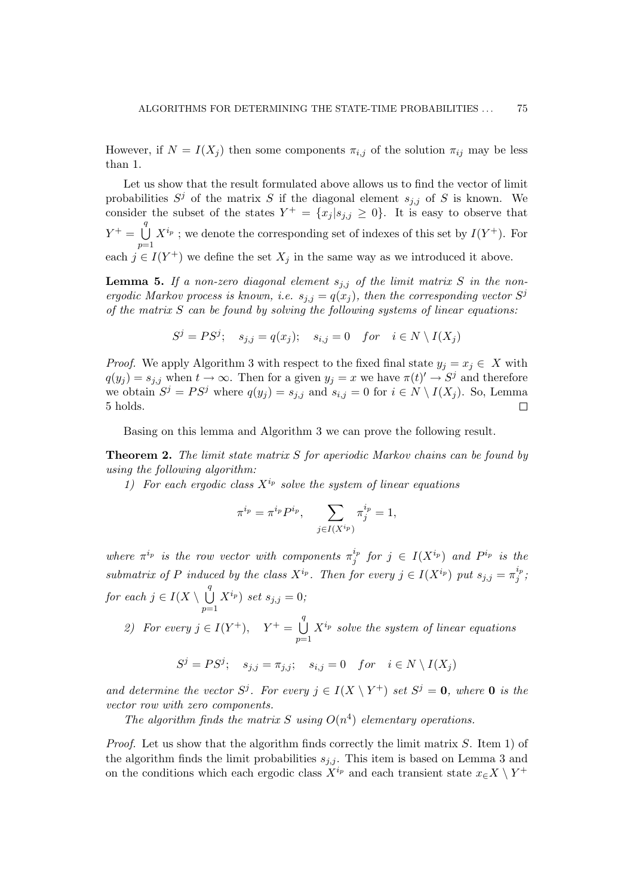However, if $N = I(X_j)$ then some components $\pi_{i,j}$ of the solution $\pi_{ij}$ may be less than 1.

Let us show that the result formulated above allows us to find the vector of limit probabilities $S^j$ of the matrix $S$ if the diagonal element $s_{j,j}$ of $S$ is known. We consider the subset of the states $Y^+ = \{x_j | s_{j,j} \geq 0\}$. It is easy to observe that $Y^+ = \bigcup\limits_{p=1}^{q} X^{i_p}$ ; we denote the corresponding set of indexes of this set by $I(Y^+)$. For each $j \in I(Y^+)$ we define the set $X_j$ in the same way as we introduced it above.

**Lemma 5.** *If a non-zero diagonal element $s_{j,j}$ of the limit matrix $S$ in the non-ergodic Markov process is known, i.e. $s_{j,j} = q(x_j)$, then the corresponding vector $S^j$ of the matrix $S$ can be found by solving the following systems of linear equations:*

$$S^j = PS^j; \quad s_{j,j} = q(x_j); \quad s_{i,j} = 0 \quad for \quad i \in N \setminus I(X_j)$$

*Proof.* We apply Algorithm 3 with respect to the fixed final state $y_j = x_j \in X$ with $q(y_j) = s_{j,j}$ when $t \to \infty$. Then for a given $y_j = x$ we have $\pi(t)' \to S^j$ and therefore we obtain $S^j = PS^j$ where $q(y_j) = s_{j,j}$ and $s_{i,j} = 0$ for $i \in N \setminus I(X_j)$. So, Lemma 5 holds. $\square$

Basing on this lemma and Algorithm 3 we can prove the following result.

**Theorem 2.** *The limit state matrix $S$ for aperiodic Markov chains can be found by using the following algorithm:*

*1) For each ergodic class $X^{i_p}$ solve the system of linear equations*

$$\pi^{i_p} = \pi^{i_p} P^{i_p}, \qquad \sum_{j \in I(X^{i_p})} \pi_j^{i_p} = 1,$$

*where $\pi^{i_p}$ is the row vector with components $\pi_j^{i_p}$ for $j \in I(X^{i_p})$ and $P^{i_p}$ is the submatrix of $P$ induced by the class $X^{i_p}$. Then for every $j \in I(X^{i_p})$ put $s_{j,j} = \pi_j^{i_p}$; for each $j \in I(X \setminus \bigcup\limits_{p=1}^{q} X^{i_p})$ set $s_{j,j} = 0$;*

*2) For every $j \in I(Y^+)$, $\quad Y^+ = \bigcup\limits_{p=1}^{q} X^{i_p}$ solve the system of linear equations*

$$S^j = PS^j; \quad s_{j,j} = \pi_{j,j}; \quad s_{i,j} = 0 \quad for \quad i \in N \setminus I(X_j)$$

*and determine the vector $S^j$. For every $j \in I(X \setminus Y^+)$ set $S^j = \mathbf{0}$, where $\mathbf{0}$ is the vector row with zero components.*

*The algorithm finds the matrix $S$ using $O(n^4)$ elementary operations.*

*Proof.* Let us show that the algorithm finds correctly the limit matrix $S$. Item 1) of the algorithm finds the limit probabilities $s_{j,j}$. This item is based on Lemma 3 and on the conditions which each ergodic class $X^{i_p}$ and each transient state $x \in X \setminus Y^+$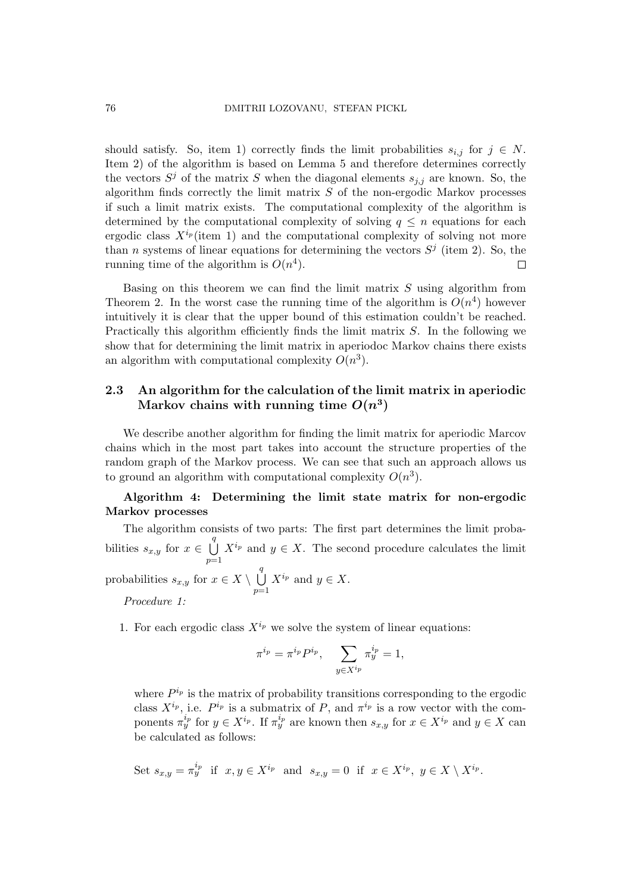should satisfy. So, item 1) correctly finds the limit probabilities $s_{i,j}$ for $j \in N$. Item 2) of the algorithm is based on Lemma 5 and therefore determines correctly the vectors $S^j$ of the matrix $S$ when the diagonal elements $s_{j,j}$ are known. So, the algorithm finds correctly the limit matrix $S$ of the non-ergodic Markov processes if such a limit matrix exists. The computational complexity of the algorithm is determined by the computational complexity of solving $q \le n$ equations for each ergodic class $X^{i_p}$(item 1) and the computational complexity of solving not more than $n$ systems of linear equations for determining the vectors $S^j$ (item 2). So, the running time of the algorithm is $O(n^4)$. □

Basing on this theorem we can find the limit matrix $S$ using algorithm from Theorem 2. In the worst case the running time of the algorithm is $O(n^4)$ however intuitively it is clear that the upper bound of this estimation couldn't be reached. Practically this algorithm efficiently finds the limit matrix $S$. In the following we show that for determining the limit matrix in aperiodoc Markov chains there exists an algorithm with computational complexity $O(n^3)$.

### 2.3 An algorithm for the calculation of the limit matrix in aperiodic Markov chains with running time $O(n^3)$

We describe another algorithm for finding the limit matrix for aperiodic Marcov chains which in the most part takes into account the structure properties of the random graph of the Markov process. We can see that such an approach allows us to ground an algorithm with computational complexity $O(n^3)$.

**Algorithm 4: Determining the limit state matrix for non-ergodic Markov processes**

The algorithm consists of two parts: The first part determines the limit probabilities $s_{x,y}$ for $x \in \bigcup_{p=1}^{q} X^{i_p}$ and $y \in X$. The second procedure calculates the limit probabilities $s_{x,y}$ for $x \in X \setminus \bigcup_{p=1}^{q} X^{i_p}$ and $y \in X$.

*Procedure 1:*

1. For each ergodic class $X^{i_p}$ we solve the system of linear equations:

$$\pi^{i_p} = \pi^{i_p} P^{i_p}, \quad \sum_{y \in X^{i_p}} \pi^{i_p}_y = 1,$$

   where $P^{i_p}$ is the matrix of probability transitions corresponding to the ergodic class $X^{i_p}$, i.e. $P^{i_p}$ is a submatrix of $P$, and $\pi^{i_p}$ is a row vector with the components $\pi^{i_p}_y$ for $y \in X^{i_p}$. If $\pi^{i_p}_y$ are known then $s_{x,y}$ for $x \in X^{i_p}$ and $y \in X$ can be calculated as follows:

   Set $s_{x,y} = \pi^{i_p}_y$ if $x, y \in X^{i_p}$ and $s_{x,y} = 0$ if $x \in X^{i_p}$, $y \in X \setminus X^{i_p}$.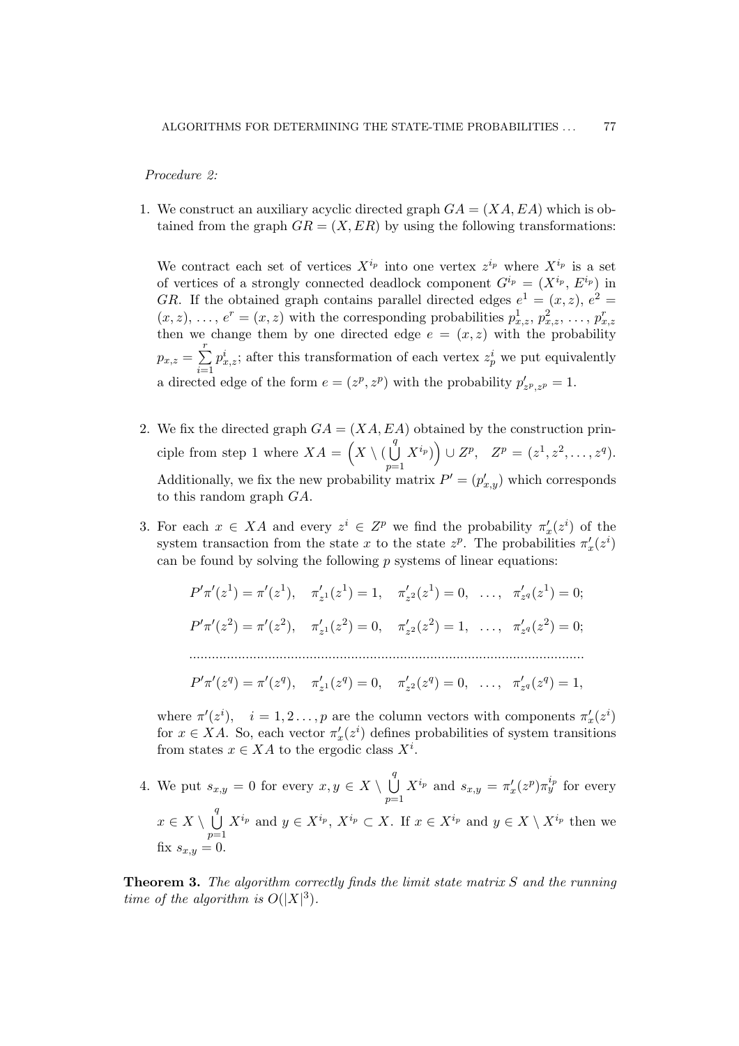*Procedure 2:*

1. We construct an auxiliary acyclic directed graph $GA = (XA, EA)$ which is obtained from the graph $GR = (X, ER)$ by using the following transformations:

   We contract each set of vertices $X^{i_p}$ into one vertex $z^{i_p}$ where $X^{i_p}$ is a set of vertices of a strongly connected deadlock component $G^{i_p} = (X^{i_p}, E^{i_p})$ in $GR$. If the obtained graph contains parallel directed edges $e^1 = (x, z)$, $e^2 = (x, z)$, $\ldots$, $e^r = (x, z)$ with the corresponding probabilities $p^1_{x,z}, p^2_{x,z}, \ldots, p^r_{x,z}$ then we change them by one directed edge $e = (x, z)$ with the probability $p_{x,z} = \sum_{i=1}^{r} p^i_{x,z}$; after this transformation of each vertex $z^i_p$ we put equivalently a directed edge of the form $e = (z^p, z^p)$ with the probability $p'_{z^p,z^p} = 1$.

2. We fix the directed graph $GA = (XA, EA)$ obtained by the construction principle from step 1 where $XA = \Big(X \setminus (\bigcup_{p=1}^{q} X^{i_p})\Big) \cup Z^p$, $\quad Z^p = (z^1, z^2, \ldots, z^q)$. Additionally, we fix the new probability matrix $P' = (p'_{x,y})$ which corresponds to this random graph $GA$.

3. For each $x \in XA$ and every $z^i \in Z^p$ we find the probability $\pi'_x(z^i)$ of the system transaction from the state $x$ to the state $z^p$. The probabilities $\pi'_x(z^i)$ can be found by solving the following $p$ systems of linear equations:

$$P'\pi'(z^1) = \pi'(z^1), \quad \pi'_{z^1}(z^1) = 1, \quad \pi'_{z^2}(z^1) = 0, \quad \ldots, \quad \pi'_{z^q}(z^1) = 0;$$

$$P'\pi'(z^2) = \pi'(z^2), \quad \pi'_{z^1}(z^2) = 0, \quad \pi'_{z^2}(z^2) = 1, \quad \ldots, \quad \pi'_{z^q}(z^2) = 0;$$

$$\cdots\cdots\cdots\cdots\cdots\cdots\cdots\cdots\cdots\cdots\cdots\cdots\cdots\cdots\cdots\cdots$$

$$P'\pi'(z^q) = \pi'(z^q), \quad \pi'_{z^1}(z^q) = 0, \quad \pi'_{z^2}(z^q) = 0, \quad \ldots, \quad \pi'_{z^q}(z^q) = 1,$$

   where $\pi'(z^i)$, $\quad i = 1, 2 \ldots, p$ are the column vectors with components $\pi'_x(z^i)$ for $x \in XA$. So, each vector $\pi'_x(z^i)$ defines probabilities of system transitions from states $x \in XA$ to the ergodic class $X^i$.

4. We put $s_{x,y} = 0$ for every $x, y \in X \setminus \bigcup_{p=1}^{q} X^{i_p}$ and $s_{x,y} = \pi'_x(z^p)\pi^{i_p}_y$ for every $x \in X \setminus \bigcup_{p=1}^{q} X^{i_p}$ and $y \in X^{i_p}$, $X^{i_p} \subset X$. If $x \in X^{i_p}$ and $y \in X \setminus X^{i_p}$ then we fix $s_{x,y} = 0$.

**Theorem 3.** *The algorithm correctly finds the limit state matrix $S$ and the running time of the algorithm is $O(|X|^3)$.*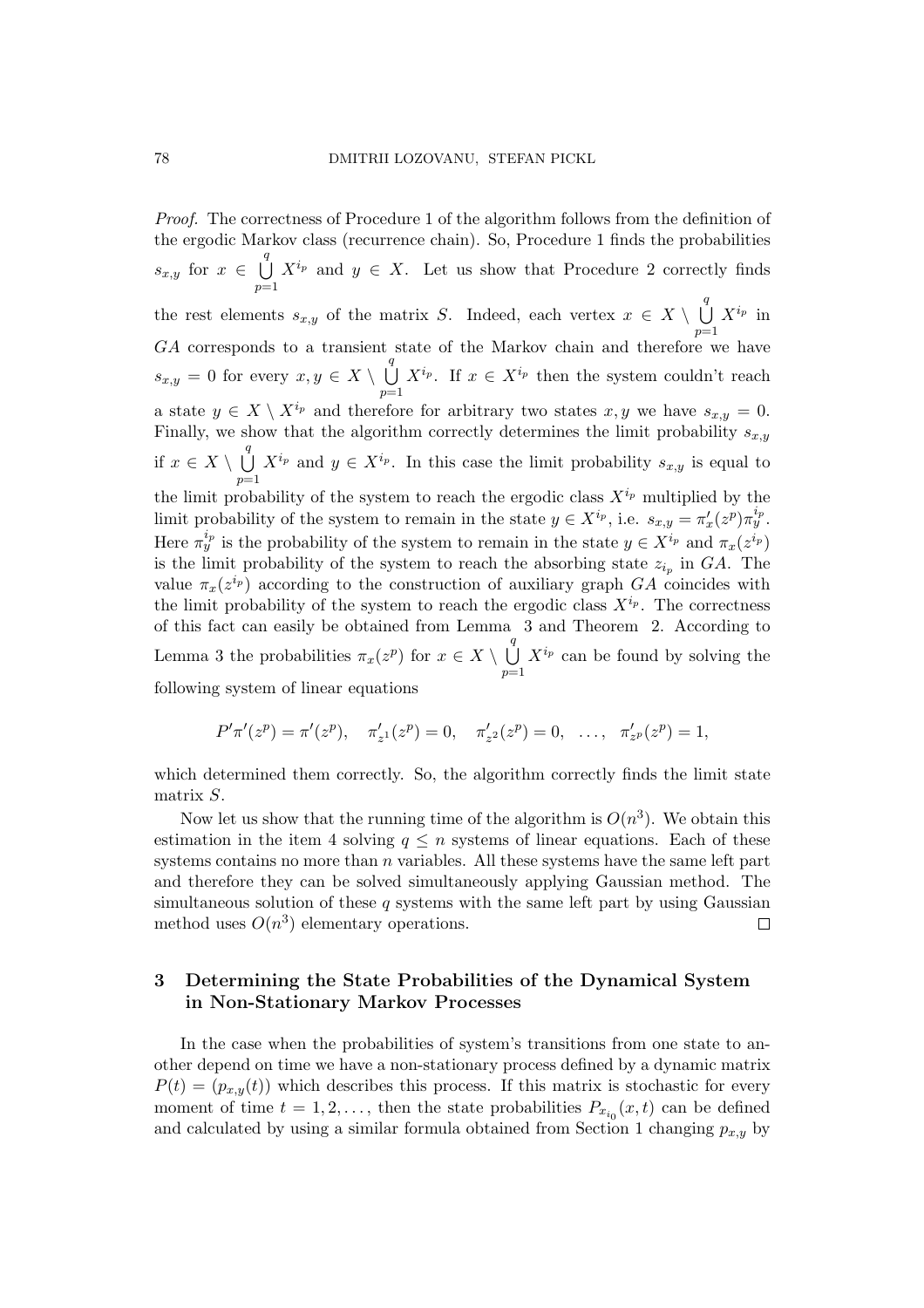*Proof.* The correctness of Procedure 1 of the algorithm follows from the definition of the ergodic Markov class (recurrence chain). So, Procedure 1 finds the probabilities $s_{x,y}$ for $x \in \bigcup_{p=1}^{q} X^{i_p}$ and $y \in X$. Let us show that Procedure 2 correctly finds the rest elements $s_{x,y}$ of the matrix $S$. Indeed, each vertex $x \in X \setminus \bigcup_{p=1}^{q} X^{i_p}$ in $GA$ corresponds to a transient state of the Markov chain and therefore we have $s_{x,y} = 0$ for every $x, y \in X \setminus \bigcup_{p=1}^{q} X^{i_p}$. If $x \in X^{i_p}$ then the system couldn't reach a state $y \in X \setminus X^{i_p}$ and therefore for arbitrary two states $x, y$ we have $s_{x,y} = 0$. Finally, we show that the algorithm correctly determines the limit probability $s_{x,y}$ if $x \in X \setminus \bigcup_{p=1}^{q} X^{i_p}$ and $y \in X^{i_p}$. In this case the limit probability $s_{x,y}$ is equal to the limit probability of the system to reach the ergodic class $X^{i_p}$ multiplied by the limit probability of the system to remain in the state $y \in X^{i_p}$, i.e. $s_{x,y} = \pi'_x(z^p)\pi_y^{i_p}$. Here $\pi_y^{i_p}$ is the probability of the system to remain in the state $y \in X^{i_p}$ and $\pi_x(z^{i_p})$ is the limit probability of the system to reach the absorbing state $z_{i_p}$ in $GA$. The value $\pi_x(z^{i_p})$ according to the construction of auxiliary graph $GA$ coincides with the limit probability of the system to reach the ergodic class $X^{i_p}$. The correctness of this fact can easily be obtained from Lemma 3 and Theorem 2. According to Lemma 3 the probabilities $\pi_x(z^p)$ for $x \in X \setminus \bigcup_{p=1}^{q} X^{i_p}$ can be found by solving the following system of linear equations

$$P'\pi'(z^p) = \pi'(z^p), \quad \pi'_{z^1}(z^p) = 0, \quad \pi'_{z^2}(z^p) = 0, \quad \dots, \quad \pi'_{z^p}(z^p) = 1,$$

which determined them correctly. So, the algorithm correctly finds the limit state matrix $S$.

Now let us show that the running time of the algorithm is $O(n^3)$. We obtain this estimation in the item 4 solving $q \leq n$ systems of linear equations. Each of these systems contains no more than $n$ variables. All these systems have the same left part and therefore they can be solved simultaneously applying Gaussian method. The simultaneous solution of these $q$ systems with the same left part by using Gaussian method uses $O(n^3)$ elementary operations. $\square$

## 3 Determining the State Probabilities of the Dynamical System in Non-Stationary Markov Processes

In the case when the probabilities of system's transitions from one state to another depend on time we have a non-stationary process defined by a dynamic matrix $P(t) = (p_{x,y}(t))$ which describes this process. If this matrix is stochastic for every moment of time $t = 1, 2, \dots,$ then the state probabilities $P_{x_{i_0}}(x, t)$ can be defined and calculated by using a similar formula obtained from Section 1 changing $p_{x,y}$ by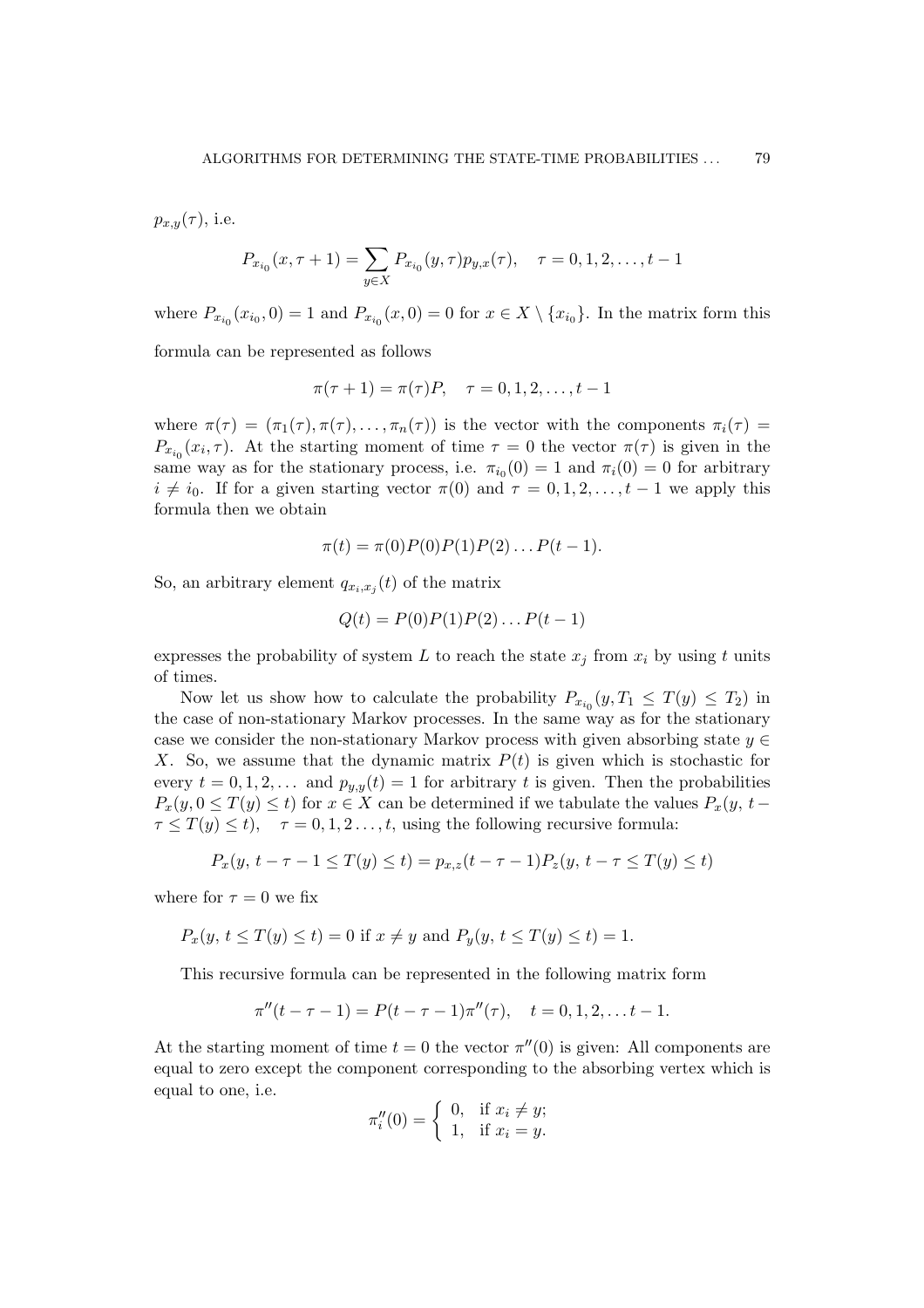$p_{x,y}(\tau)$, i.e.

$$P_{x_{i_0}}(x, \tau+1) = \sum_{y \in X} P_{x_{i_0}}(y, \tau) p_{y,x}(\tau), \quad \tau = 0, 1, 2, \ldots, t-1$$

where $P_{x_{i_0}}(x_{i_0}, 0) = 1$ and $P_{x_{i_0}}(x, 0) = 0$ for $x \in X \setminus \{x_{i_0}\}$. In the matrix form this formula can be represented as follows

$$\pi(\tau+1) = \pi(\tau)P, \quad \tau = 0, 1, 2, \ldots, t-1$$

where $\pi(\tau) = (\pi_1(\tau), \pi(\tau), \ldots, \pi_n(\tau))$ is the vector with the components $\pi_i(\tau) = P_{x_{i_0}}(x_i, \tau)$. At the starting moment of time $\tau = 0$ the vector $\pi(\tau)$ is given in the same way as for the stationary process, i.e. $\pi_{i_0}(0) = 1$ and $\pi_i(0) = 0$ for arbitrary $i \neq i_0$. If for a given starting vector $\pi(0)$ and $\tau = 0, 1, 2, \ldots, t-1$ we apply this formula then we obtain

$$\pi(t) = \pi(0)P(0)P(1)P(2)\ldots P(t-1).$$

So, an arbitrary element $q_{x_i,x_j}(t)$ of the matrix

$$Q(t) = P(0)P(1)P(2)\ldots P(t-1)$$

expresses the probability of system $L$ to reach the state $x_j$ from $x_i$ by using $t$ units of times.

Now let us show how to calculate the probability $P_{x_{i_0}}(y, T_1 \leq T(y) \leq T_2)$ in the case of non-stationary Markov processes. In the same way as for the stationary case we consider the non-stationary Markov process with given absorbing state $y \in X$. So, we assume that the dynamic matrix $P(t)$ is given which is stochastic for every $t = 0, 1, 2, \ldots$ and $p_{y,y}(t) = 1$ for arbitrary $t$ is given. Then the probabilities $P_x(y, 0 \leq T(y) \leq t)$ for $x \in X$ can be determined if we tabulate the values $P_x(y,\, t - \tau \leq T(y) \leq t), \quad \tau = 0, 1, 2 \ldots, t$, using the following recursive formula:

$$P_x(y,\, t-\tau-1 \leq T(y) \leq t) = p_{x,z}(t-\tau-1)P_z(y,\, t-\tau \leq T(y) \leq t)$$

where for $\tau = 0$ we fix

$$P_x(y,\, t \leq T(y) \leq t) = 0 \text{ if } x \neq y \text{ and } P_y(y,\, t \leq T(y) \leq t) = 1.$$

This recursive formula can be represented in the following matrix form

$$\pi''(t-\tau-1) = P(t-\tau-1)\pi''(\tau), \quad t = 0, 1, 2, \ldots t-1.$$

At the starting moment of time $t = 0$ the vector $\pi''(0)$ is given: All components are equal to zero except the component corresponding to the absorbing vertex which is equal to one, i.e.

$$\pi''_i(0) = \begin{cases} 0, & \text{if } x_i \neq y; \\ 1, & \text{if } x_i = y. \end{cases}$$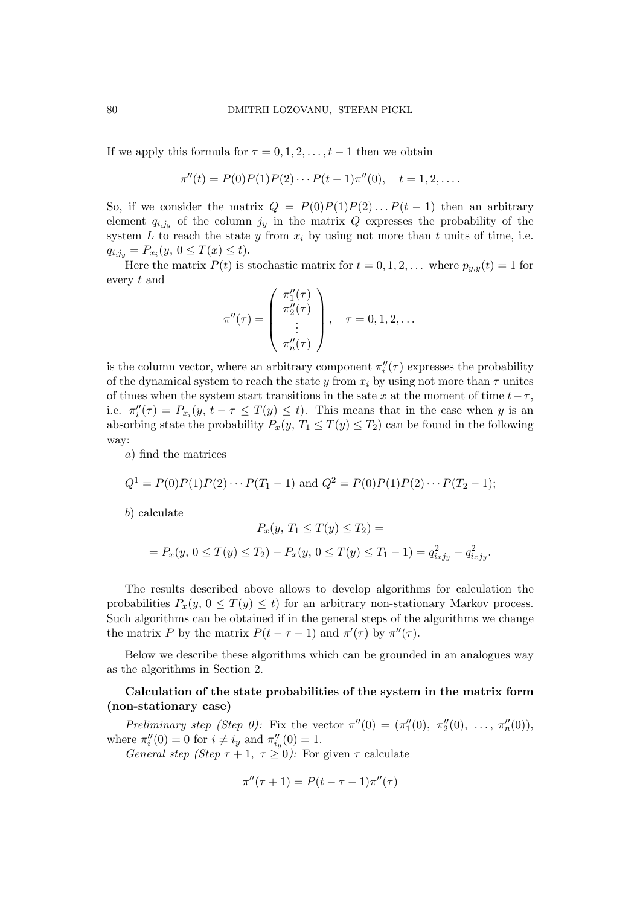If we apply this formula for $\tau = 0, 1, 2, \dots, t-1$ then we obtain

$$\pi''(t) = P(0)P(1)P(2)\cdots P(t-1)\pi''(0), \quad t = 1, 2, \dots.$$

So, if we consider the matrix $Q = P(0)P(1)P(2)\dots P(t-1)$ then an arbitrary element $q_{i,j_y}$ of the column $j_y$ in the matrix $Q$ expresses the probability of the system $L$ to reach the state $y$ from $x_i$ by using not more than $t$ units of time, i.e. $q_{i,j_y} = P_{x_i}(y, 0 \le T(x) \le t)$.

Here the matrix $P(t)$ is stochastic matrix for $t = 0, 1, 2, \dots$ where $p_{y,y}(t) = 1$ for every $t$ and

$$\pi''(\tau) = \begin{pmatrix} \pi''_1(\tau) \\ \pi''_2(\tau) \\ \vdots \\ \pi''_n(\tau) \end{pmatrix}, \quad \tau = 0, 1, 2, \dots$$

is the column vector, where an arbitrary component $\pi''_i(\tau)$ expresses the probability of the dynamical system to reach the state $y$ from $x_i$ by using not more than $\tau$ unites of times when the system start transitions in the sate $x$ at the moment of time $t-\tau$, i.e. $\pi''_i(\tau) = P_{x_i}(y, t-\tau \le T(y) \le t)$. This means that in the case when $y$ is an absorbing state the probability $P_x(y, T_1 \le T(y) \le T_2)$ can be found in the following way:

*a*) find the matrices

$$Q^1 = P(0)P(1)P(2)\cdots P(T_1 - 1) \text{ and } Q^2 = P(0)P(1)P(2)\cdots P(T_2 - 1);$$

*b*) calculate

$$P_x(y, T_1 \le T(y) \le T_2) =$$

$$= P_x(y, 0 \le T(y) \le T_2) - P_x(y, 0 \le T(y) \le T_1 - 1) = q^2_{i_x j_y} - q^2_{i_x j_y}.$$

The results described above allows to develop algorithms for calculation the probabilities $P_x(y, 0 \le T(y) \le t)$ for an arbitrary non-stationary Markov process. Such algorithms can be obtained if in the general steps of the algorithms we change the matrix $P$ by the matrix $P(t-\tau-1)$ and $\pi'(\tau)$ by $\pi''(\tau)$.

Below we describe these algorithms which can be grounded in an analogues way as the algorithms in Section 2.

**Calculation of the state probabilities of the system in the matrix form (non-stationary case)**

*Preliminary step (Step 0):* Fix the vector $\pi''(0) = (\pi''_1(0), \ \pi''_2(0), \ \dots, \ \pi''_n(0))$, where $\pi''_i(0) = 0$ for $i \ne i_y$ and $\pi''_{i_y}(0) = 1$.

*General step (Step $\tau+1$, $\tau \ge 0$):* For given $\tau$ calculate

$$\pi''(\tau + 1) = P(t - \tau - 1)\pi''(\tau)$$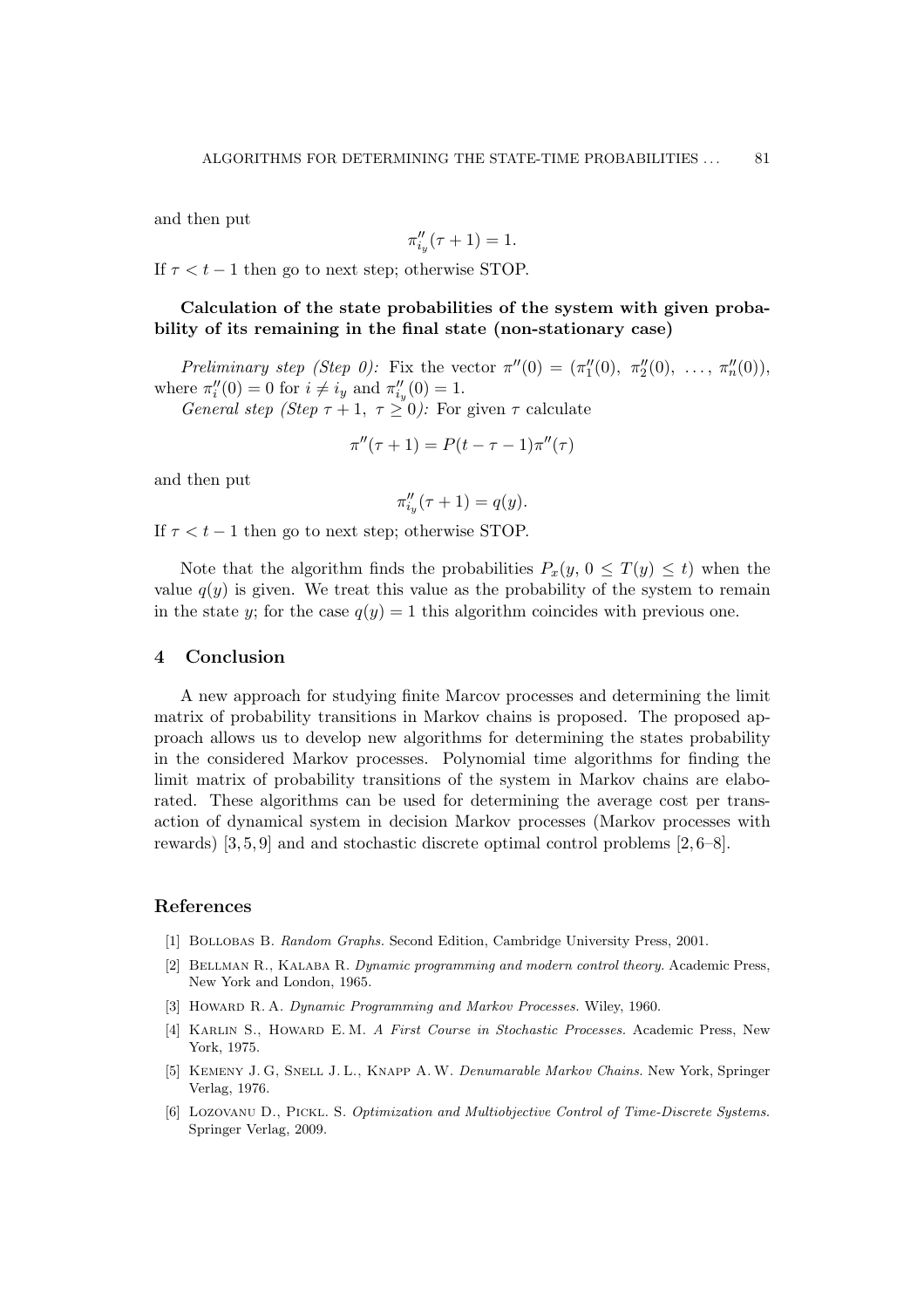and then put

$$\pi''_{i_y}(\tau+1) = 1.$$

If $\tau < t-1$ then go to next step; otherwise STOP.

**Calculation of the state probabilities of the system with given probability of its remaining in the final state (non-stationary case)**

*Preliminary step (Step 0):* Fix the vector $\pi''(0) = (\pi''_1(0),\ \pi''_2(0),\ \ldots,\ \pi''_n(0))$, where $\pi''_i(0) = 0$ for $i \neq i_y$ and $\pi''_{i_y}(0) = 1$.

*General step (Step $\tau+1,\ \tau \geq 0$):* For given $\tau$ calculate

$$\pi''(\tau+1) = P(t-\tau-1)\pi''(\tau)$$

and then put

$$\pi''_{i_y}(\tau+1) = q(y).$$

If $\tau < t-1$ then go to next step; otherwise STOP.

Note that the algorithm finds the probabilities $P_x(y,\, 0 \leq T(y) \leq t)$ when the value $q(y)$ is given. We treat this value as the probability of the system to remain in the state $y$; for the case $q(y) = 1$ this algorithm coincides with previous one.

## 4 Conclusion

A new approach for studying finite Marcov processes and determining the limit matrix of probability transitions in Markov chains is proposed. The proposed approach allows us to develop new algorithms for determining the states probability in the considered Markov processes. Polynomial time algorithms for finding the limit matrix of probability transitions of the system in Markov chains are elaborated. These algorithms can be used for determining the average cost per transaction of dynamical system in decision Markov processes (Markov processes with rewards) [3,5,9] and and stochastic discrete optimal control problems [2,6–8].

## References

[1] Bollobas B. *Random Graphs.* Second Edition, Cambridge University Press, 2001.

[2] Bellman R., Kalaba R. *Dynamic programming and modern control theory.* Academic Press, New York and London, 1965.

[3] Howard R. A. *Dynamic Programming and Markov Processes.* Wiley, 1960.

[4] Karlin S., Howard E. M. *A First Course in Stochastic Processes.* Academic Press, New York, 1975.

[5] Kemeny J. G, Snell J. L., Knapp A. W. *Denumarable Markov Chains.* New York, Springer Verlag, 1976.

[6] Lozovanu D., Pickl. S. *Optimization and Multiobjective Control of Time-Discrete Systems.* Springer Verlag, 2009.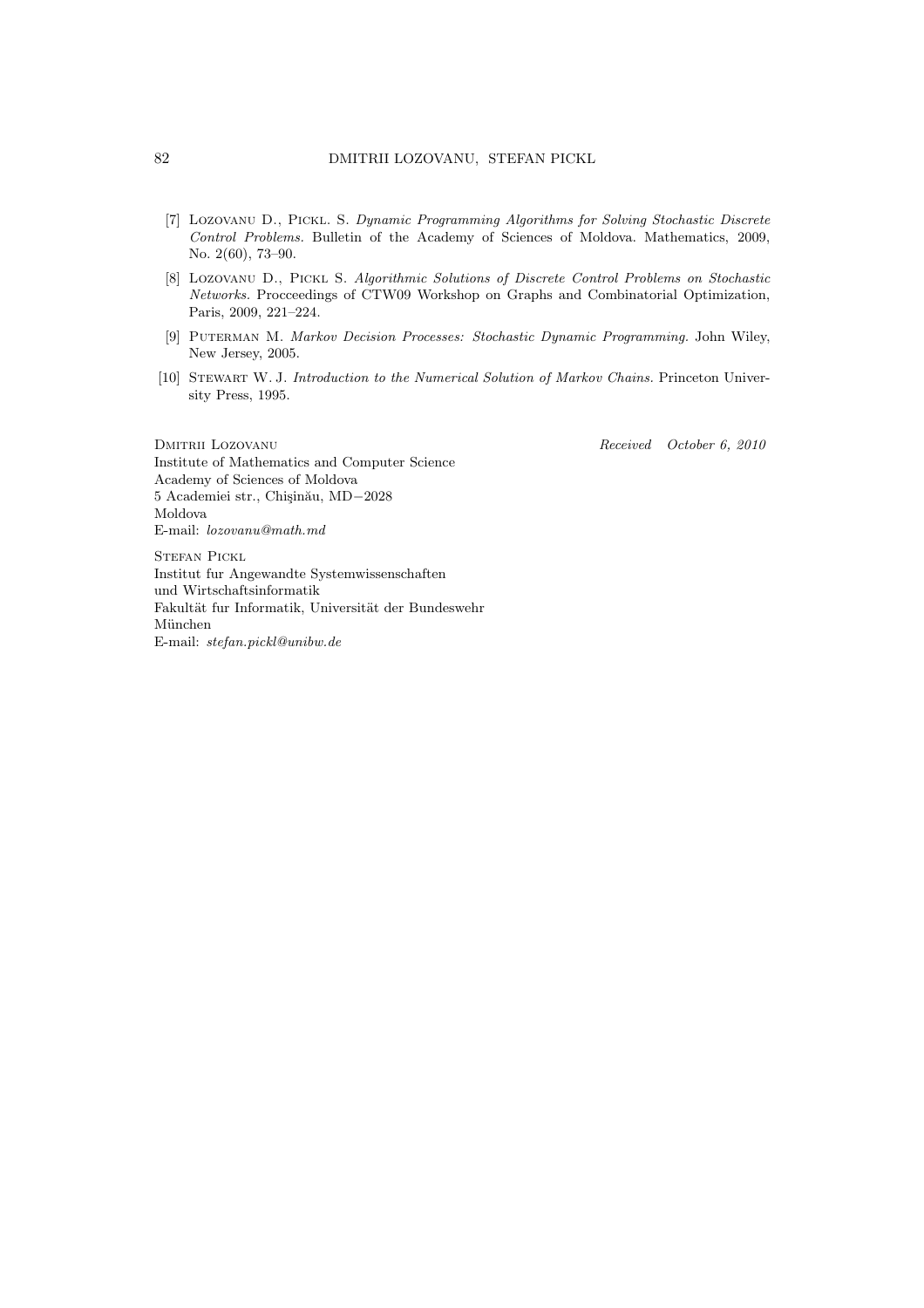[7] Lozovanu D., Pickl. S. *Dynamic Programming Algorithms for Solving Stochastic Discrete Control Problems.* Bulletin of the Academy of Sciences of Moldova. Mathematics, 2009, No. 2(60), 73–90.

[8] Lozovanu D., Pickl S. *Algorithmic Solutions of Discrete Control Problems on Stochastic Networks.* Procceedings of CTW09 Workshop on Graphs and Combinatorial Optimization, Paris, 2009, 221–224.

[9] Puterman M. *Markov Decision Processes: Stochastic Dynamic Programming.* John Wiley, New Jersey, 2005.

[10] Stewart W. J. *Introduction to the Numerical Solution of Markov Chains.* Princeton University Press, 1995.

Dmitrii Lozovanu
Institute of Mathematics and Computer Science
Academy of Sciences of Moldova
5 Academiei str., Chişinău, MD−2028
Moldova
E-mail: *lozovanu@math.md*

*Received October 6, 2010*

Stefan Pickl
Institut fur Angewandte Systemwissenschaften
und Wirtschaftsinformatik
Fakultät fur Informatik, Universität der Bundeswehr
München
E-mail: *stefan.pickl@unibw.de*